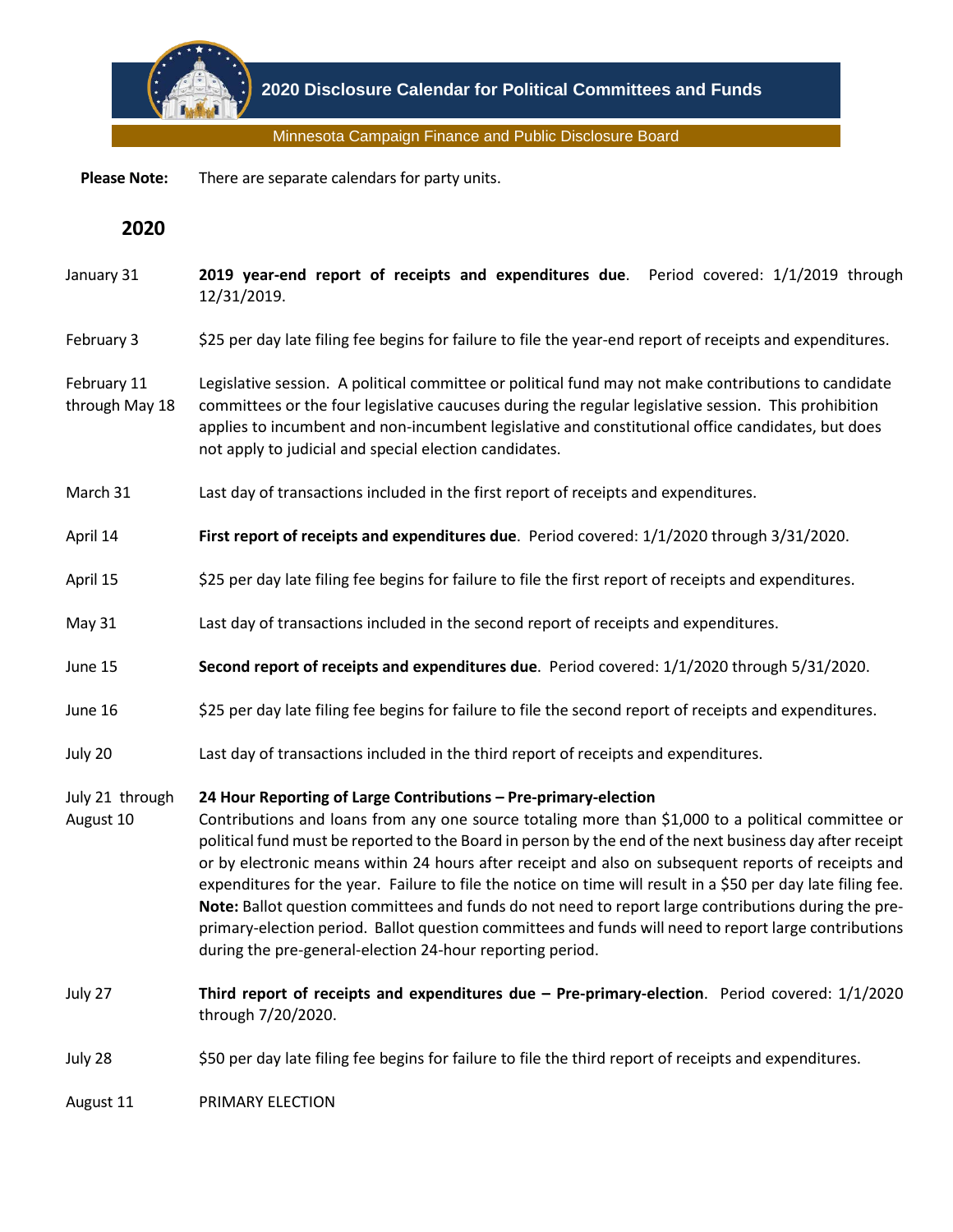# 2020 Disclosure Calendar for Political Committees and Funds

Minnesota Campaign Finance and Public Disclosure Board

**Please Note:** There are separate calendars for party units.

## 2020

| Date | Event |
|---|---|
| January 31 | **2019 year-end report of receipts and expenditures due**. Period covered: 1/1/2019 through 12/31/2019. |
| February 3 | $25 per day late filing fee begins for failure to file the year-end report of receipts and expenditures. |
| February 11 through May 18 | Legislative session. A political committee or political fund may not make contributions to candidate committees or the four legislative caucuses during the regular legislative session. This prohibition applies to incumbent and non-incumbent legislative and constitutional office candidates, but does not apply to judicial and special election candidates. |
| March 31 | Last day of transactions included in the first report of receipts and expenditures. |
| April 14 | **First report of receipts and expenditures due**. Period covered: 1/1/2020 through 3/31/2020. |
| April 15 | $25 per day late filing fee begins for failure to file the first report of receipts and expenditures. |
| May 31 | Last day of transactions included in the second report of receipts and expenditures. |
| June 15 | **Second report of receipts and expenditures due**. Period covered: 1/1/2020 through 5/31/2020. |
| June 16 | $25 per day late filing fee begins for failure to file the second report of receipts and expenditures. |
| July 20 | Last day of transactions included in the third report of receipts and expenditures. |
| July 21 through August 10 | **24 Hour Reporting of Large Contributions – Pre-primary-election** Contributions and loans from any one source totaling more than $1,000 to a political committee or political fund must be reported to the Board in person by the end of the next business day after receipt or by electronic means within 24 hours after receipt and also on subsequent reports of receipts and expenditures for the year. Failure to file the notice on time will result in a $50 per day late filing fee. **Note:** Ballot question committees and funds do not need to report large contributions during the pre-primary-election period. Ballot question committees and funds will need to report large contributions during the pre-general-election 24-hour reporting period. |
| July 27 | **Third report of receipts and expenditures due – Pre-primary-election**. Period covered: 1/1/2020 through 7/20/2020. |
| July 28 | $50 per day late filing fee begins for failure to file the third report of receipts and expenditures. |
| August 11 | PRIMARY ELECTION |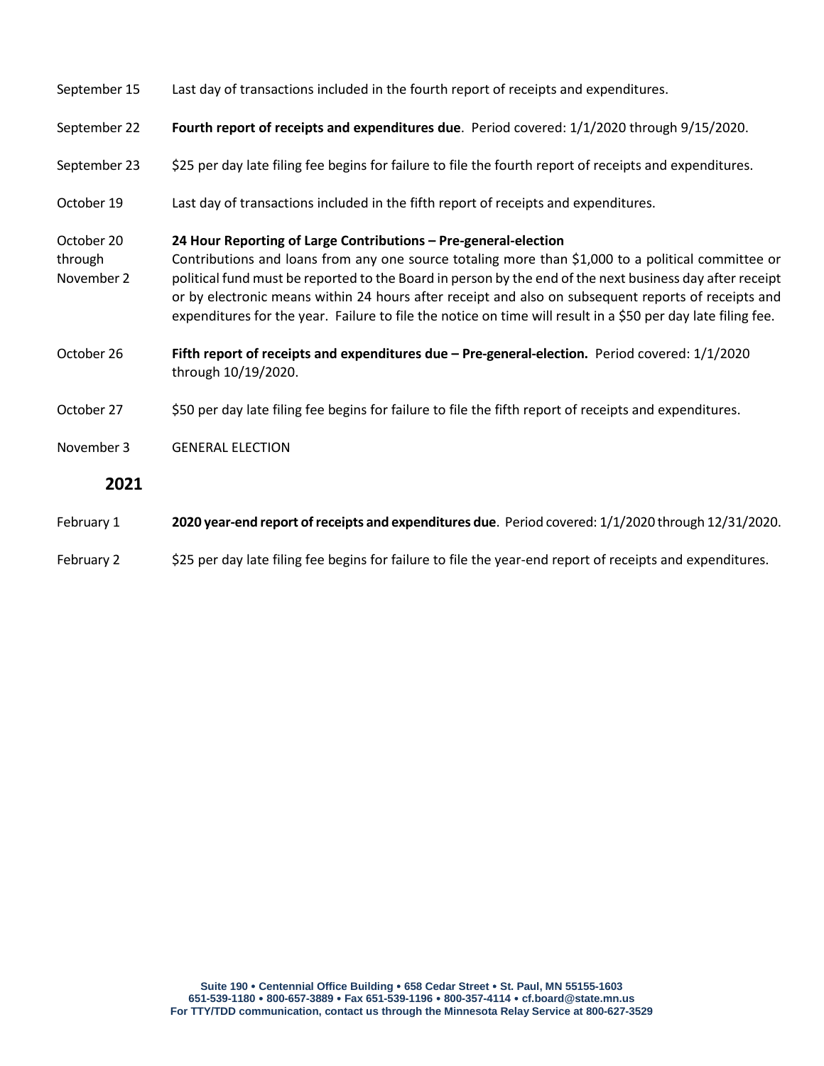| | |
|---|---|
| September 15 | Last day of transactions included in the fourth report of receipts and expenditures. |
| September 22 | **Fourth report of receipts and expenditures due**. Period covered: 1/1/2020 through 9/15/2020. |
| September 23 | $25 per day late filing fee begins for failure to file the fourth report of receipts and expenditures. |
| October 19 | Last day of transactions included in the fifth report of receipts and expenditures. |
| October 20 through November 2 | **24 Hour Reporting of Large Contributions – Pre-general-election** Contributions and loans from any one source totaling more than $1,000 to a political committee or political fund must be reported to the Board in person by the end of the next business day after receipt or by electronic means within 24 hours after receipt and also on subsequent reports of receipts and expenditures for the year. Failure to file the notice on time will result in a $50 per day late filing fee. |
| October 26 | **Fifth report of receipts and expenditures due – Pre-general-election.** Period covered: 1/1/2020 through 10/19/2020. |
| October 27 | $50 per day late filing fee begins for failure to file the fifth report of receipts and expenditures. |
| November 3 | GENERAL ELECTION |

## 2021

| | |
|---|---|
| February 1 | **2020 year-end report of receipts and expenditures due**. Period covered: 1/1/2020 through 12/31/2020. |
| February 2 | $25 per day late filing fee begins for failure to file the year-end report of receipts and expenditures. |

**Suite 190 • Centennial Office Building • 658 Cedar Street • St. Paul, MN 55155-1603**
**651-539-1180 • 800-657-3889 • Fax 651-539-1196 • 800-357-4114 • cf.board@state.mn.us**
**For TTY/TDD communication, contact us through the Minnesota Relay Service at 800-627-3529**